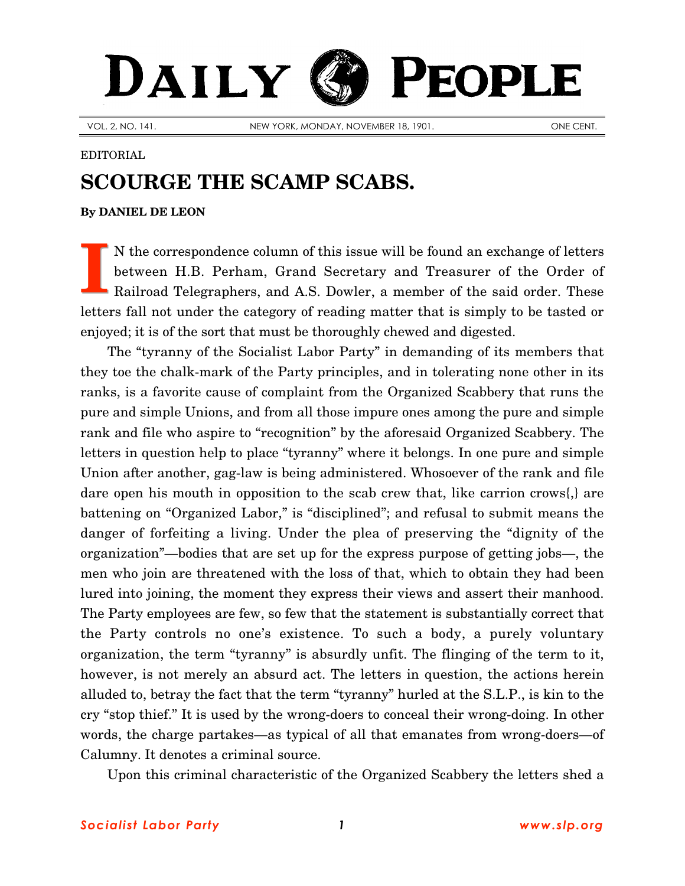# DAILY PEOPLE

VOL. 2, NO. 141. NEW YORK, MONDAY, NOVEMBER 18, 1901. ONE CENT.

EDITORIAL

## SCOURGE THE SCAMP SCABS.

**By DANIEL DE LEON**

IN the correspondence column of this issue will be found an exchange of letters between H.B. Perham, Grand Secretary and Treasurer of the Order of Railroad Telegraphers, and A.S. Dowler, a member of the said order. These letters fall not under the category of reading matter that is simply to be tasted or enjoyed; it is of the sort that must be thoroughly chewed and digested.

The "tyranny of the Socialist Labor Party" in demanding of its members that they toe the chalk-mark of the Party principles, and in tolerating none other in its ranks, is a favorite cause of complaint from the Organized Scabbery that runs the pure and simple Unions, and from all those impure ones among the pure and simple rank and file who aspire to "recognition" by the aforesaid Organized Scabbery. The letters in question help to place "tyranny" where it belongs. In one pure and simple Union after another, gag-law is being administered. Whosoever of the rank and file dare open his mouth in opposition to the scab crew that, like carrion crows{,} are battening on "Organized Labor," is "disciplined"; and refusal to submit means the danger of forfeiting a living. Under the plea of preserving the "dignity of the organization"—bodies that are set up for the express purpose of getting jobs—, the men who join are threatened with the loss of that, which to obtain they had been lured into joining, the moment they express their views and assert their manhood. The Party employees are few, so few that the statement is substantially correct that the Party controls no one's existence. To such a body, a purely voluntary organization, the term "tyranny" is absurdly unfit. The flinging of the term to it, however, is not merely an absurd act. The letters in question, the actions herein alluded to, betray the fact that the term "tyranny" hurled at the S.L.P., is kin to the cry "stop thief." It is used by the wrong-doers to conceal their wrong-doing. In other words, the charge partakes—as typical of all that emanates from wrong-doers—of Calumny. It denotes a criminal source.

Upon this criminal characteristic of the Organized Scabbery the letters shed a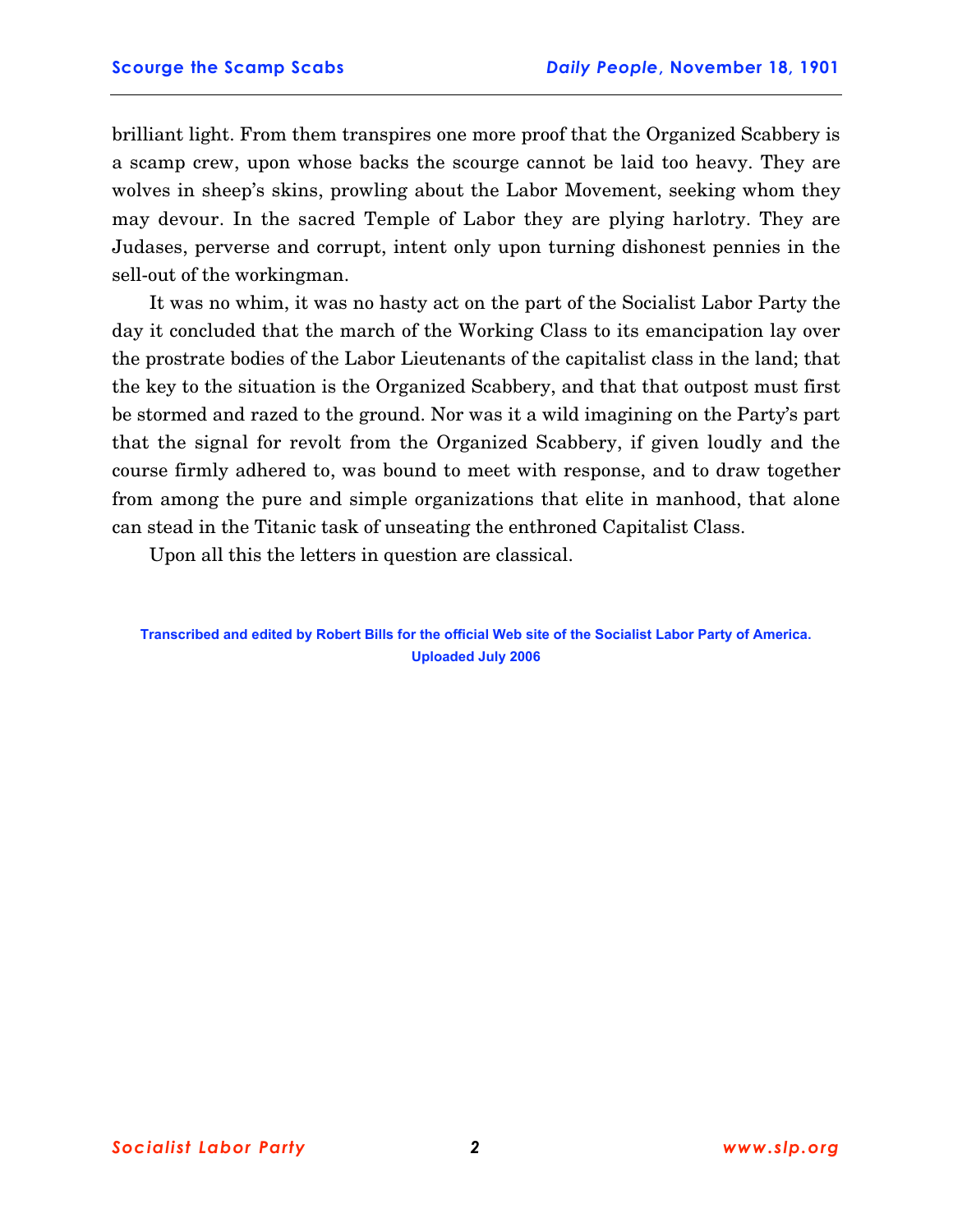brilliant light. From them transpires one more proof that the Organized Scabbery is a scamp crew, upon whose backs the scourge cannot be laid too heavy. They are wolves in sheep's skins, prowling about the Labor Movement, seeking whom they may devour. In the sacred Temple of Labor they are plying harlotry. They are Judases, perverse and corrupt, intent only upon turning dishonest pennies in the sell-out of the workingman.

It was no whim, it was no hasty act on the part of the Socialist Labor Party the day it concluded that the march of the Working Class to its emancipation lay over the prostrate bodies of the Labor Lieutenants of the capitalist class in the land; that the key to the situation is the Organized Scabbery, and that that outpost must first be stormed and razed to the ground. Nor was it a wild imagining on the Party's part that the signal for revolt from the Organized Scabbery, if given loudly and the course firmly adhered to, was bound to meet with response, and to draw together from among the pure and simple organizations that elite in manhood, that alone can stead in the Titanic task of unseating the enthroned Capitalist Class.

Upon all this the letters in question are classical.

**Transcribed and edited by Robert Bills for the official Web site of the Socialist Labor Party of America. Uploaded July 2006**